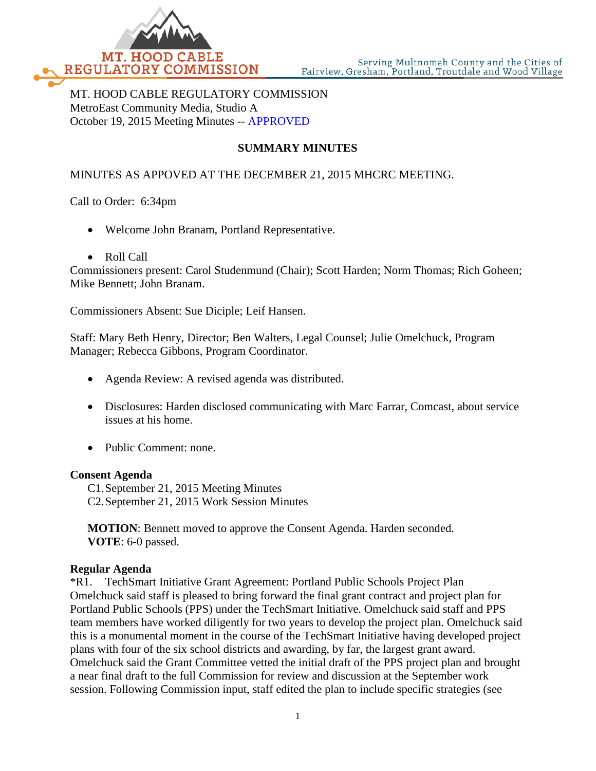MT. HOOD CABLE REGULATORY COMMISSION

Serving Multnomah County and the Cities of Fairview, Gresham, Portland, Troutdale and Wood Village

MT. HOOD CABLE REGULATORY COMMISSION
MetroEast Community Media, Studio A
October 19, 2015 Meeting Minutes -- APPROVED

## SUMMARY MINUTES

MINUTES AS APPOVED AT THE DECEMBER 21, 2015 MHCRC MEETING.

Call to Order: 6:34pm

- Welcome John Branam, Portland Representative.
- Roll Call

Commissioners present: Carol Studenmund (Chair); Scott Harden; Norm Thomas; Rich Goheen; Mike Bennett; John Branam.

Commissioners Absent: Sue Diciple; Leif Hansen.

Staff: Mary Beth Henry, Director; Ben Walters, Legal Counsel; Julie Omelchuck, Program Manager; Rebecca Gibbons, Program Coordinator.

- Agenda Review: A revised agenda was distributed.
- Disclosures: Harden disclosed communicating with Marc Farrar, Comcast, about service issues at his home.
- Public Comment: none.

**Consent Agenda**

C1. September 21, 2015 Meeting Minutes
C2. September 21, 2015 Work Session Minutes

**MOTION**: Bennett moved to approve the Consent Agenda. Harden seconded.
**VOTE**: 6-0 passed.

**Regular Agenda**

*R1. TechSmart Initiative Grant Agreement: Portland Public Schools Project Plan
Omelchuck said staff is pleased to bring forward the final grant contract and project plan for Portland Public Schools (PPS) under the TechSmart Initiative. Omelchuck said staff and PPS team members have worked diligently for two years to develop the project plan. Omelchuck said this is a monumental moment in the course of the TechSmart Initiative having developed project plans with four of the six school districts and awarding, by far, the largest grant award. Omelchuck said the Grant Committee vetted the initial draft of the PPS project plan and brought a near final draft to the full Commission for review and discussion at the September work session. Following Commission input, staff edited the plan to include specific strategies (see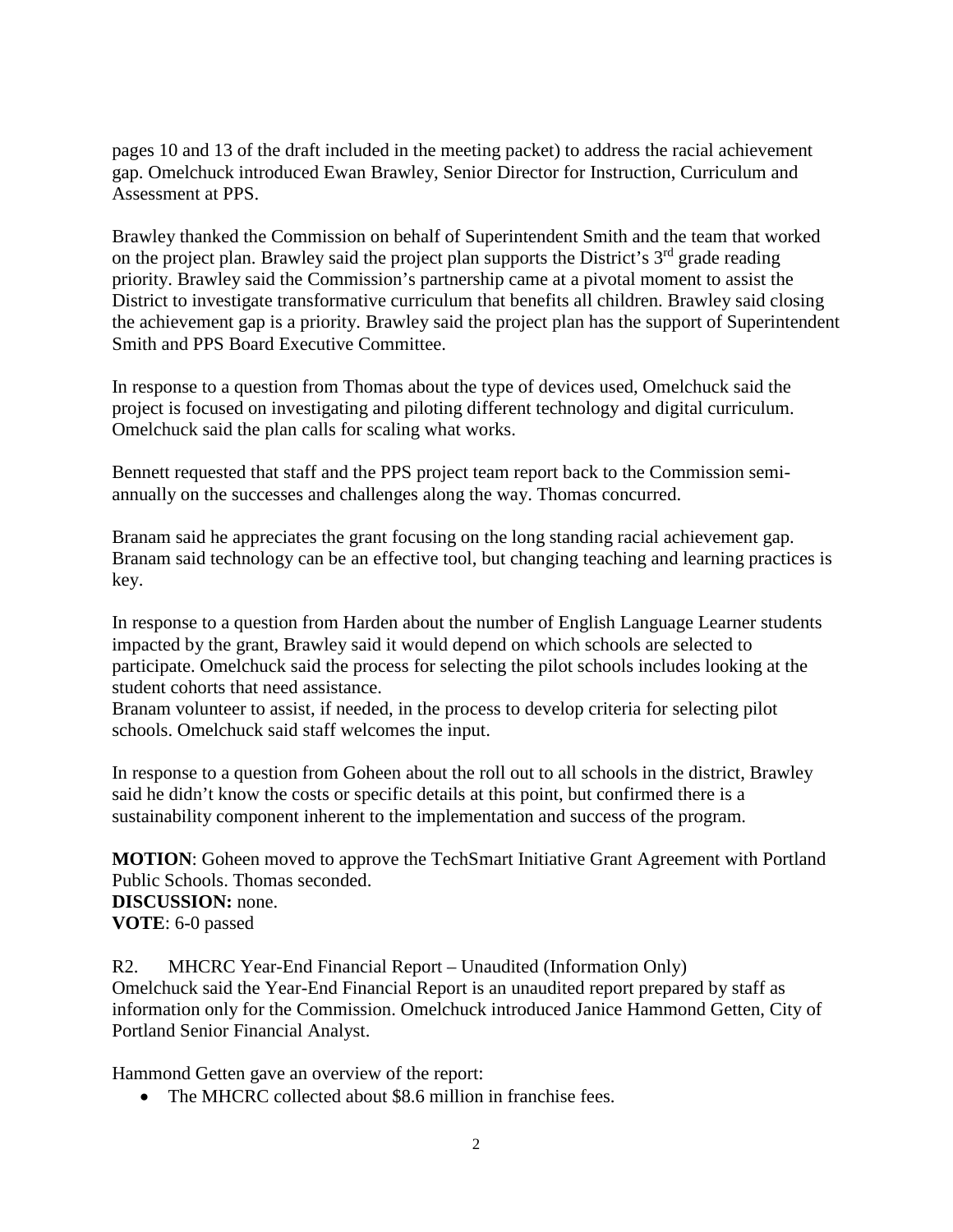pages 10 and 13 of the draft included in the meeting packet) to address the racial achievement gap. Omelchuck introduced Ewan Brawley, Senior Director for Instruction, Curriculum and Assessment at PPS.

Brawley thanked the Commission on behalf of Superintendent Smith and the team that worked on the project plan. Brawley said the project plan supports the District's 3rd grade reading priority. Brawley said the Commission's partnership came at a pivotal moment to assist the District to investigate transformative curriculum that benefits all children. Brawley said closing the achievement gap is a priority. Brawley said the project plan has the support of Superintendent Smith and PPS Board Executive Committee.

In response to a question from Thomas about the type of devices used, Omelchuck said the project is focused on investigating and piloting different technology and digital curriculum. Omelchuck said the plan calls for scaling what works.

Bennett requested that staff and the PPS project team report back to the Commission semi-annually on the successes and challenges along the way. Thomas concurred.

Branam said he appreciates the grant focusing on the long standing racial achievement gap. Branam said technology can be an effective tool, but changing teaching and learning practices is key.

In response to a question from Harden about the number of English Language Learner students impacted by the grant, Brawley said it would depend on which schools are selected to participate. Omelchuck said the process for selecting the pilot schools includes looking at the student cohorts that need assistance.
Branam volunteer to assist, if needed, in the process to develop criteria for selecting pilot schools. Omelchuck said staff welcomes the input.

In response to a question from Goheen about the roll out to all schools in the district, Brawley said he didn't know the costs or specific details at this point, but confirmed there is a sustainability component inherent to the implementation and success of the program.

**MOTION**: Goheen moved to approve the TechSmart Initiative Grant Agreement with Portland Public Schools. Thomas seconded.
**DISCUSSION:** none.
**VOTE**: 6-0 passed

R2. MHCRC Year-End Financial Report – Unaudited (Information Only)
Omelchuck said the Year-End Financial Report is an unaudited report prepared by staff as information only for the Commission. Omelchuck introduced Janice Hammond Getten, City of Portland Senior Financial Analyst.

Hammond Getten gave an overview of the report:

- The MHCRC collected about $8.6 million in franchise fees.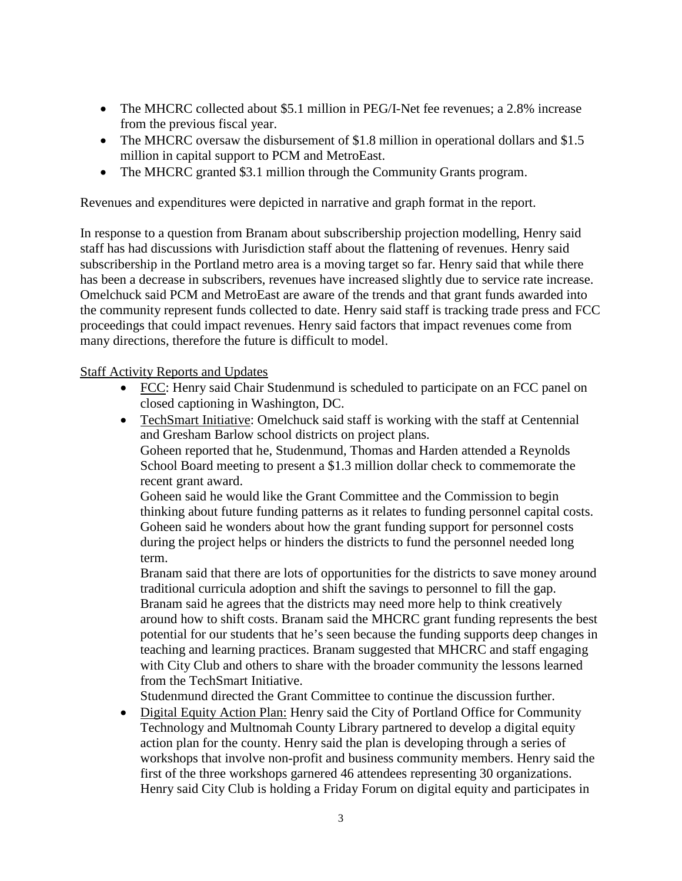- The MHCRC collected about $5.1 million in PEG/I-Net fee revenues; a 2.8% increase from the previous fiscal year.
- The MHCRC oversaw the disbursement of $1.8 million in operational dollars and $1.5 million in capital support to PCM and MetroEast.
- The MHCRC granted $3.1 million through the Community Grants program.

Revenues and expenditures were depicted in narrative and graph format in the report.

In response to a question from Branam about subscribership projection modelling, Henry said staff has had discussions with Jurisdiction staff about the flattening of revenues. Henry said subscribership in the Portland metro area is a moving target so far. Henry said that while there has been a decrease in subscribers, revenues have increased slightly due to service rate increase. Omelchuck said PCM and MetroEast are aware of the trends and that grant funds awarded into the community represent funds collected to date. Henry said staff is tracking trade press and FCC proceedings that could impact revenues. Henry said factors that impact revenues come from many directions, therefore the future is difficult to model.

<u>Staff Activity Reports and Updates</u>

- <u>FCC</u>: Henry said Chair Studenmund is scheduled to participate on an FCC panel on closed captioning in Washington, DC.
- <u>TechSmart Initiative</u>: Omelchuck said staff is working with the staff at Centennial and Gresham Barlow school districts on project plans.
  Goheen reported that he, Studenmund, Thomas and Harden attended a Reynolds School Board meeting to present a $1.3 million dollar check to commemorate the recent grant award.
  Goheen said he would like the Grant Committee and the Commission to begin thinking about future funding patterns as it relates to funding personnel capital costs. Goheen said he wonders about how the grant funding support for personnel costs during the project helps or hinders the districts to fund the personnel needed long term.
  Branam said that there are lots of opportunities for the districts to save money around traditional curricula adoption and shift the savings to personnel to fill the gap. Branam said he agrees that the districts may need more help to think creatively around how to shift costs. Branam said the MHCRC grant funding represents the best potential for our students that he's seen because the funding supports deep changes in teaching and learning practices. Branam suggested that MHCRC and staff engaging with City Club and others to share with the broader community the lessons learned from the TechSmart Initiative.
  Studenmund directed the Grant Committee to continue the discussion further.
- <u>Digital Equity Action Plan:</u> Henry said the City of Portland Office for Community Technology and Multnomah County Library partnered to develop a digital equity action plan for the county. Henry said the plan is developing through a series of workshops that involve non-profit and business community members. Henry said the first of the three workshops garnered 46 attendees representing 30 organizations. Henry said City Club is holding a Friday Forum on digital equity and participates in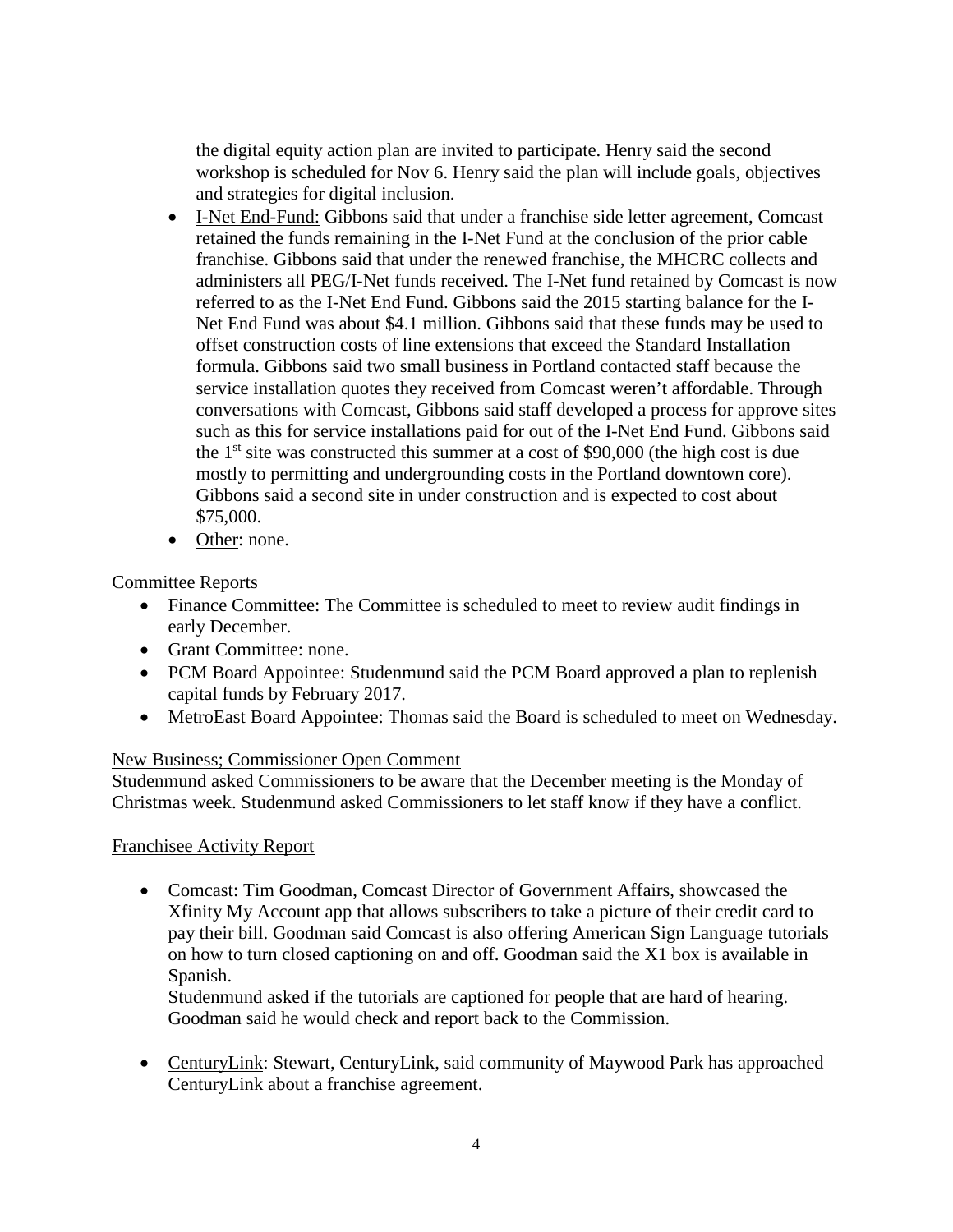the digital equity action plan are invited to participate. Henry said the second workshop is scheduled for Nov 6. Henry said the plan will include goals, objectives and strategies for digital inclusion.

- I-Net End-Fund: Gibbons said that under a franchise side letter agreement, Comcast retained the funds remaining in the I-Net Fund at the conclusion of the prior cable franchise. Gibbons said that under the renewed franchise, the MHCRC collects and administers all PEG/I-Net funds received. The I-Net fund retained by Comcast is now referred to as the I-Net End Fund. Gibbons said the 2015 starting balance for the I-Net End Fund was about $4.1 million. Gibbons said that these funds may be used to offset construction costs of line extensions that exceed the Standard Installation formula. Gibbons said two small business in Portland contacted staff because the service installation quotes they received from Comcast weren't affordable. Through conversations with Comcast, Gibbons said staff developed a process for approve sites such as this for service installations paid for out of the I-Net End Fund. Gibbons said the 1st site was constructed this summer at a cost of $90,000 (the high cost is due mostly to permitting and undergrounding costs in the Portland downtown core). Gibbons said a second site in under construction and is expected to cost about $75,000.
- Other: none.

Committee Reports

- Finance Committee: The Committee is scheduled to meet to review audit findings in early December.
- Grant Committee: none.
- PCM Board Appointee: Studenmund said the PCM Board approved a plan to replenish capital funds by February 2017.
- MetroEast Board Appointee: Thomas said the Board is scheduled to meet on Wednesday.

New Business; Commissioner Open Comment

Studenmund asked Commissioners to be aware that the December meeting is the Monday of Christmas week. Studenmund asked Commissioners to let staff know if they have a conflict.

Franchisee Activity Report

- Comcast: Tim Goodman, Comcast Director of Government Affairs, showcased the Xfinity My Account app that allows subscribers to take a picture of their credit card to pay their bill. Goodman said Comcast is also offering American Sign Language tutorials on how to turn closed captioning on and off. Goodman said the X1 box is available in Spanish.
  Studenmund asked if the tutorials are captioned for people that are hard of hearing. Goodman said he would check and report back to the Commission.

- CenturyLink: Stewart, CenturyLink, said community of Maywood Park has approached CenturyLink about a franchise agreement.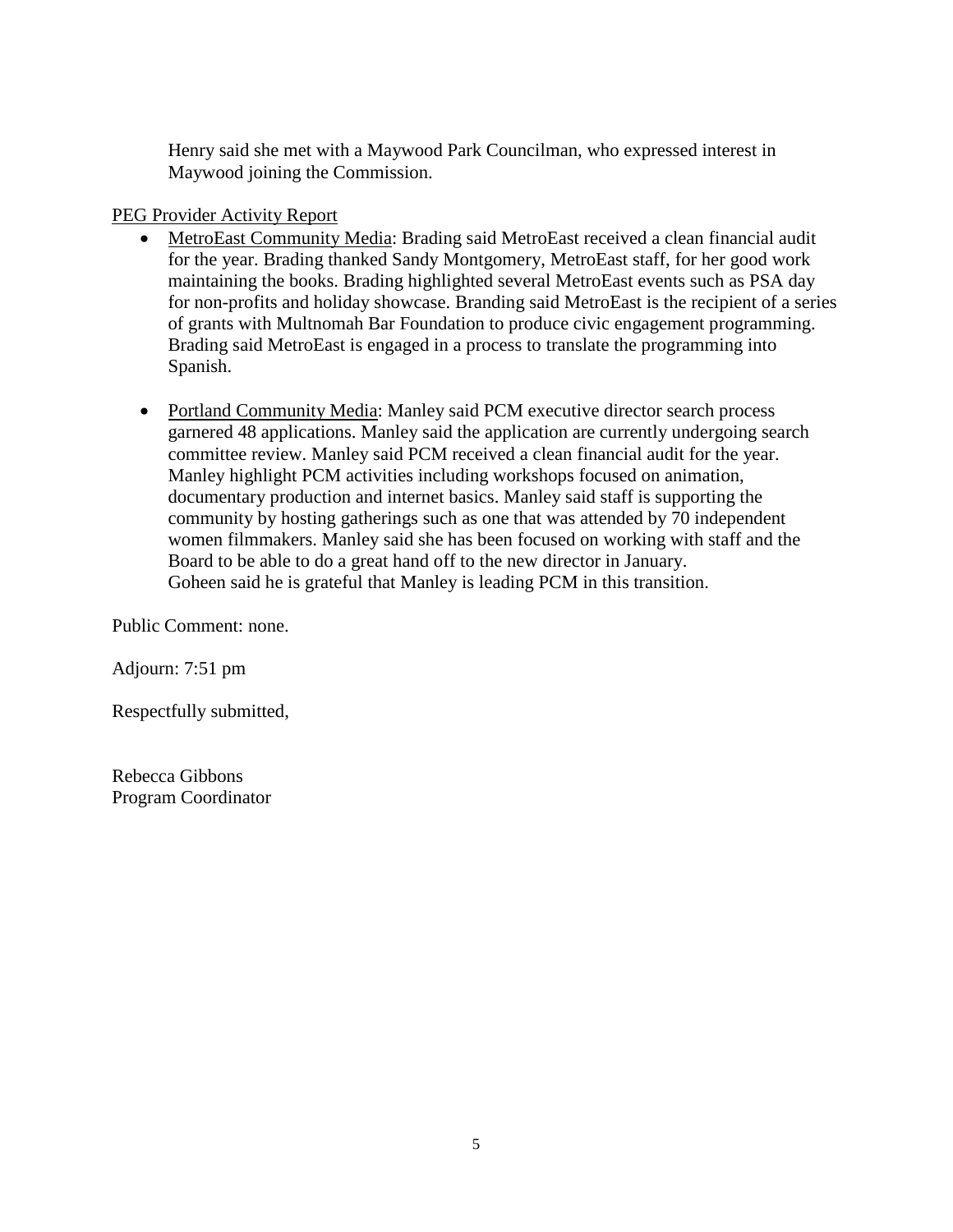Henry said she met with a Maywood Park Councilman, who expressed interest in Maywood joining the Commission.

PEG Provider Activity Report

- MetroEast Community Media: Brading said MetroEast received a clean financial audit for the year. Brading thanked Sandy Montgomery, MetroEast staff, for her good work maintaining the books. Brading highlighted several MetroEast events such as PSA day for non-profits and holiday showcase. Branding said MetroEast is the recipient of a series of grants with Multnomah Bar Foundation to produce civic engagement programming. Brading said MetroEast is engaged in a process to translate the programming into Spanish.

- Portland Community Media: Manley said PCM executive director search process garnered 48 applications. Manley said the application are currently undergoing search committee review. Manley said PCM received a clean financial audit for the year. Manley highlight PCM activities including workshops focused on animation, documentary production and internet basics. Manley said staff is supporting the community by hosting gatherings such as one that was attended by 70 independent women filmmakers. Manley said she has been focused on working with staff and the Board to be able to do a great hand off to the new director in January.
  Goheen said he is grateful that Manley is leading PCM in this transition.

Public Comment: none.

Adjourn: 7:51 pm

Respectfully submitted,

Rebecca Gibbons
Program Coordinator